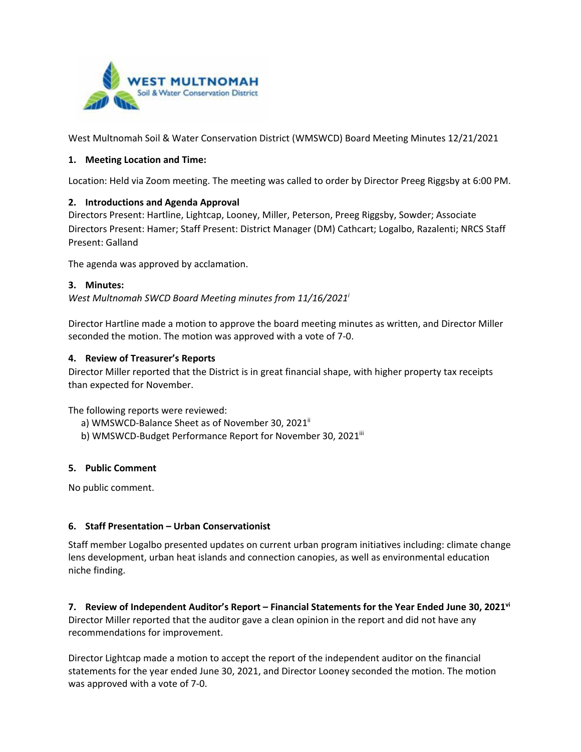West Multnomah Soil & Water Conservation District (WMSWCD) Board Meeting Minutes 12/21/2021

## 1. Meeting Location and Time:

Location: Held via Zoom meeting. The meeting was called to order by Director Preeg Riggsby at 6:00 PM.

## 2. Introductions and Agenda Approval

Directors Present: Hartline, Lightcap, Looney, Miller, Peterson, Preeg Riggsby, Sowder; Associate Directors Present: Hamer; Staff Present: District Manager (DM) Cathcart; Logalbo, Razalenti; NRCS Staff Present: Galland

The agenda was approved by acclamation.

## 3. Minutes:

*West Multnomah SWCD Board Meeting minutes from 11/16/2021*[i]

Director Hartline made a motion to approve the board meeting minutes as written, and Director Miller seconded the motion. The motion was approved with a vote of 7-0.

## 4. Review of Treasurer's Reports

Director Miller reported that the District is in great financial shape, with higher property tax receipts than expected for November.

The following reports were reviewed:

a) WMSWCD-Balance Sheet as of November 30, 2021[ii]
b) WMSWCD-Budget Performance Report for November 30, 2021[iii]

## 5. Public Comment

No public comment.

## 6. Staff Presentation – Urban Conservationist

Staff member Logalbo presented updates on current urban program initiatives including: climate change lens development, urban heat islands and connection canopies, as well as environmental education niche finding.

## 7. Review of Independent Auditor's Report – Financial Statements for the Year Ended June 30, 2021[vi]

Director Miller reported that the auditor gave a clean opinion in the report and did not have any recommendations for improvement.

Director Lightcap made a motion to accept the report of the independent auditor on the financial statements for the year ended June 30, 2021, and Director Looney seconded the motion. The motion was approved with a vote of 7-0.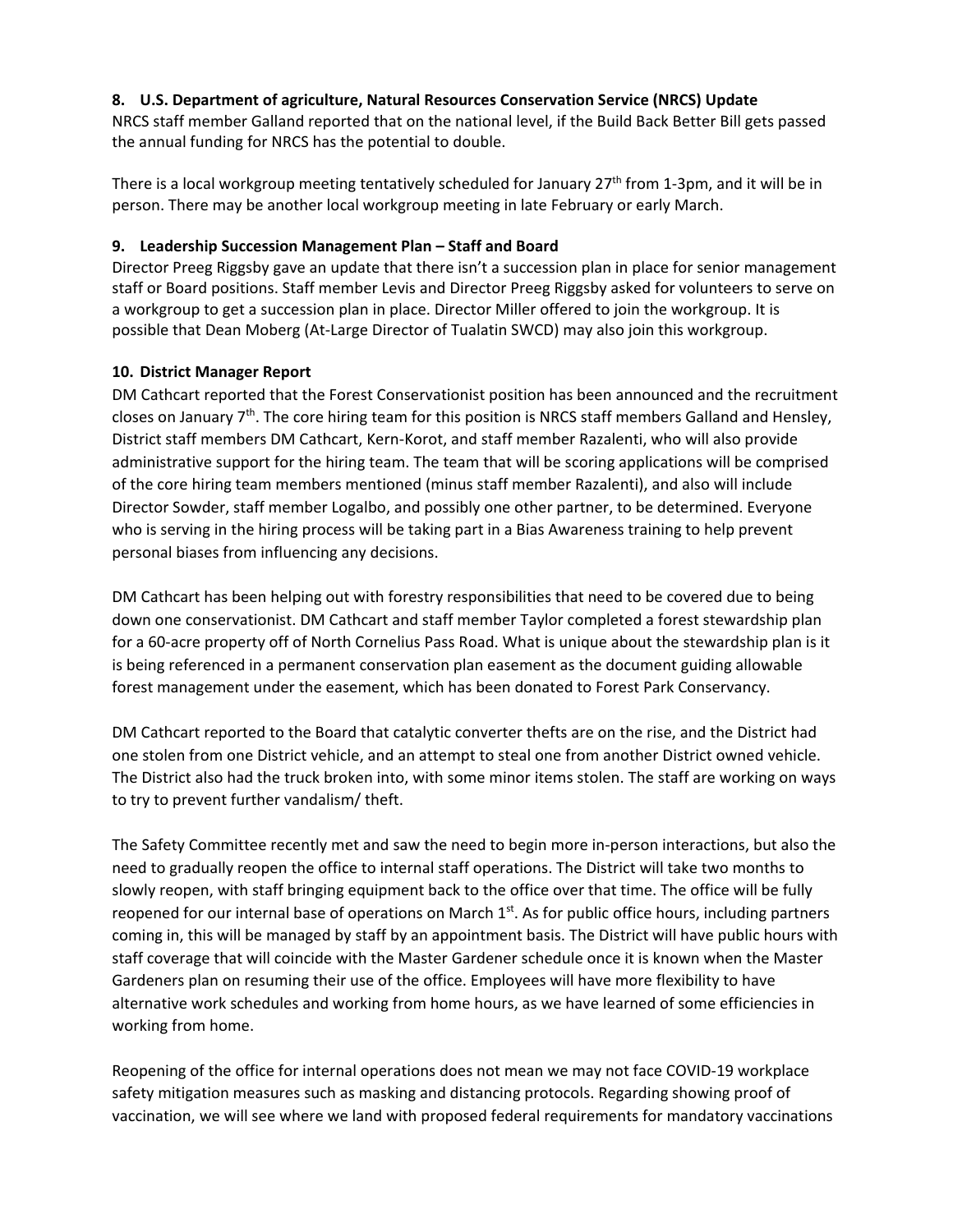**8. U.S. Department of agriculture, Natural Resources Conservation Service (NRCS) Update**

NRCS staff member Galland reported that on the national level, if the Build Back Better Bill gets passed the annual funding for NRCS has the potential to double.

There is a local workgroup meeting tentatively scheduled for January 27th from 1-3pm, and it will be in person. There may be another local workgroup meeting in late February or early March.

**9. Leadership Succession Management Plan – Staff and Board**

Director Preeg Riggsby gave an update that there isn't a succession plan in place for senior management staff or Board positions. Staff member Levis and Director Preeg Riggsby asked for volunteers to serve on a workgroup to get a succession plan in place. Director Miller offered to join the workgroup. It is possible that Dean Moberg (At-Large Director of Tualatin SWCD) may also join this workgroup.

**10. District Manager Report**

DM Cathcart reported that the Forest Conservationist position has been announced and the recruitment closes on January 7th. The core hiring team for this position is NRCS staff members Galland and Hensley, District staff members DM Cathcart, Kern-Korot, and staff member Razalenti, who will also provide administrative support for the hiring team. The team that will be scoring applications will be comprised of the core hiring team members mentioned (minus staff member Razalenti), and also will include Director Sowder, staff member Logalbo, and possibly one other partner, to be determined. Everyone who is serving in the hiring process will be taking part in a Bias Awareness training to help prevent personal biases from influencing any decisions.

DM Cathcart has been helping out with forestry responsibilities that need to be covered due to being down one conservationist. DM Cathcart and staff member Taylor completed a forest stewardship plan for a 60-acre property off of North Cornelius Pass Road. What is unique about the stewardship plan is it is being referenced in a permanent conservation plan easement as the document guiding allowable forest management under the easement, which has been donated to Forest Park Conservancy.

DM Cathcart reported to the Board that catalytic converter thefts are on the rise, and the District had one stolen from one District vehicle, and an attempt to steal one from another District owned vehicle. The District also had the truck broken into, with some minor items stolen. The staff are working on ways to try to prevent further vandalism/ theft.

The Safety Committee recently met and saw the need to begin more in-person interactions, but also the need to gradually reopen the office to internal staff operations. The District will take two months to slowly reopen, with staff bringing equipment back to the office over that time. The office will be fully reopened for our internal base of operations on March 1st. As for public office hours, including partners coming in, this will be managed by staff by an appointment basis. The District will have public hours with staff coverage that will coincide with the Master Gardener schedule once it is known when the Master Gardeners plan on resuming their use of the office. Employees will have more flexibility to have alternative work schedules and working from home hours, as we have learned of some efficiencies in working from home.

Reopening of the office for internal operations does not mean we may not face COVID-19 workplace safety mitigation measures such as masking and distancing protocols. Regarding showing proof of vaccination, we will see where we land with proposed federal requirements for mandatory vaccinations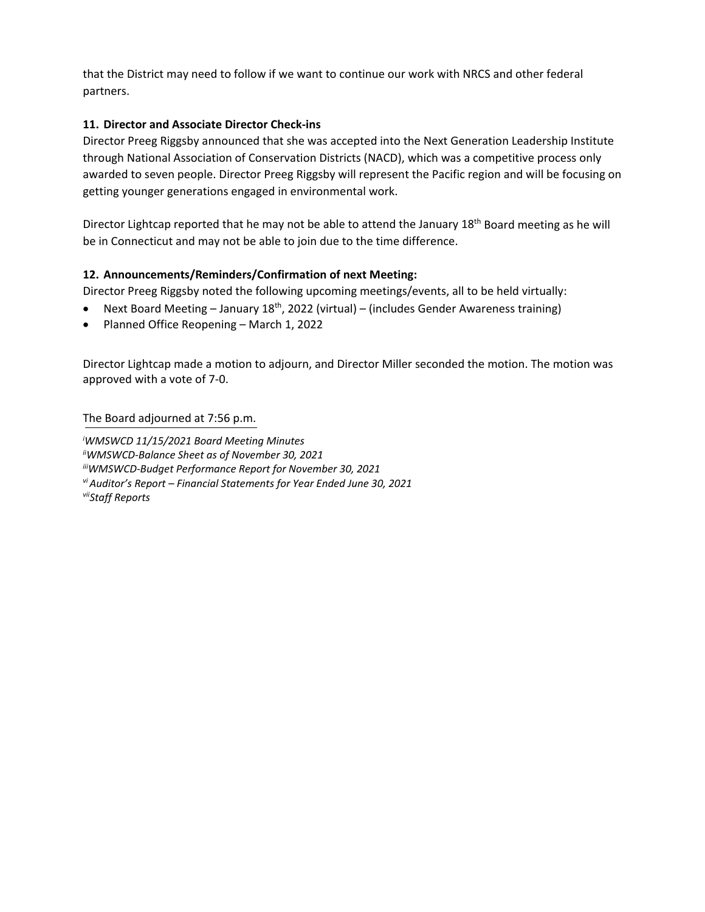that the District may need to follow if we want to continue our work with NRCS and other federal partners.

**11. Director and Associate Director Check-ins**

Director Preeg Riggsby announced that she was accepted into the Next Generation Leadership Institute through National Association of Conservation Districts (NACD), which was a competitive process only awarded to seven people. Director Preeg Riggsby will represent the Pacific region and will be focusing on getting younger generations engaged in environmental work.

Director Lightcap reported that he may not be able to attend the January 18th Board meeting as he will be in Connecticut and may not be able to join due to the time difference.

**12. Announcements/Reminders/Confirmation of next Meeting:**

Director Preeg Riggsby noted the following upcoming meetings/events, all to be held virtually:

- Next Board Meeting – January 18th, 2022 (virtual) – (includes Gender Awareness training)
- Planned Office Reopening – March 1, 2022

Director Lightcap made a motion to adjourn, and Director Miller seconded the motion. The motion was approved with a vote of 7-0.

The Board adjourned at 7:56 p.m.

[i] *WMSWCD 11/15/2021 Board Meeting Minutes*
[ii] *WMSWCD-Balance Sheet as of November 30, 2021*
[iii] *WMSWCD-Budget Performance Report for November 30, 2021*
[vi] *Auditor's Report – Financial Statements for Year Ended June 30, 2021*
[vii] *Staff Reports*